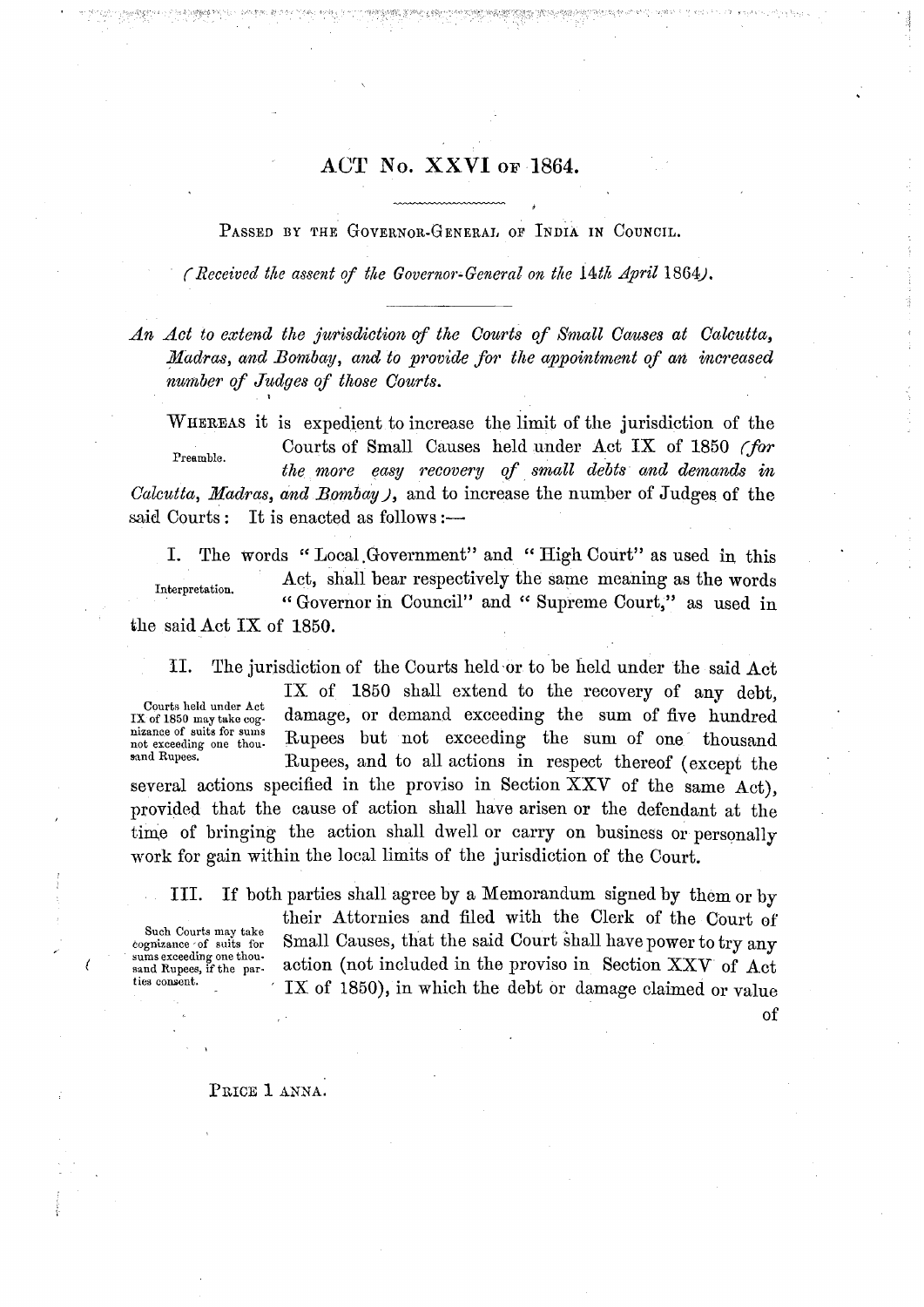# ACT No. XXVI OF 1864.

PASSED BY THE GOVERNOR-GENERAL OF INDIA IN COUNCIL.

*(Received the assent of the Governor-General on the 14th April 1864).*

*An Act to extend the jurisdiction of the Courts of Small Causes at Calcutta, Madras, and Bombay, and to provide for the appointment of an increased number of Judges of those Courts.*

Preamble.

WHEREAS it is expedient to increase the limit of the jurisdiction of the Courts of Small Causes held under Act IX of 1850 *(for the more easy recovery of small debts and demands in Calcutta, Madras, and Bombay)*, and to increase the number of Judges of the said Courts: It is enacted as follows:—

Interpretation.

I. The words "Local Government" and "High Court" as used in this Act, shall bear respectively the same meaning as the words "Governor in Council" and "Supreme Court," as used in the said Act IX of 1850.

Courts held under Act IX of 1850 may take cognizance of suits for sums not exceeding one thousand Rupees.

II. The jurisdiction of the Courts held or to be held under the said Act IX of 1850 shall extend to the recovery of any debt, damage, or demand exceeding the sum of five hundred Rupees but not exceeding the sum of one thousand Rupees, and to all actions in respect thereof (except the several actions specified in the proviso in Section XXV of the same Act), provided that the cause of action shall have arisen or the defendant at the time of bringing the action shall dwell or carry on business or personally work for gain within the local limits of the jurisdiction of the Court.

Such Courts may take cognizance of suits for sums exceeding one thousand Rupees, if the parties consent.

III. If both parties shall agree by a Memorandum signed by them or by their Attornies and filed with the Clerk of the Court of Small Causes, that the said Court shall have power to try any action (not included in the proviso in Section XXV of Act IX of 1850), in which the debt or damage claimed or value of

PRICE 1 ANNA.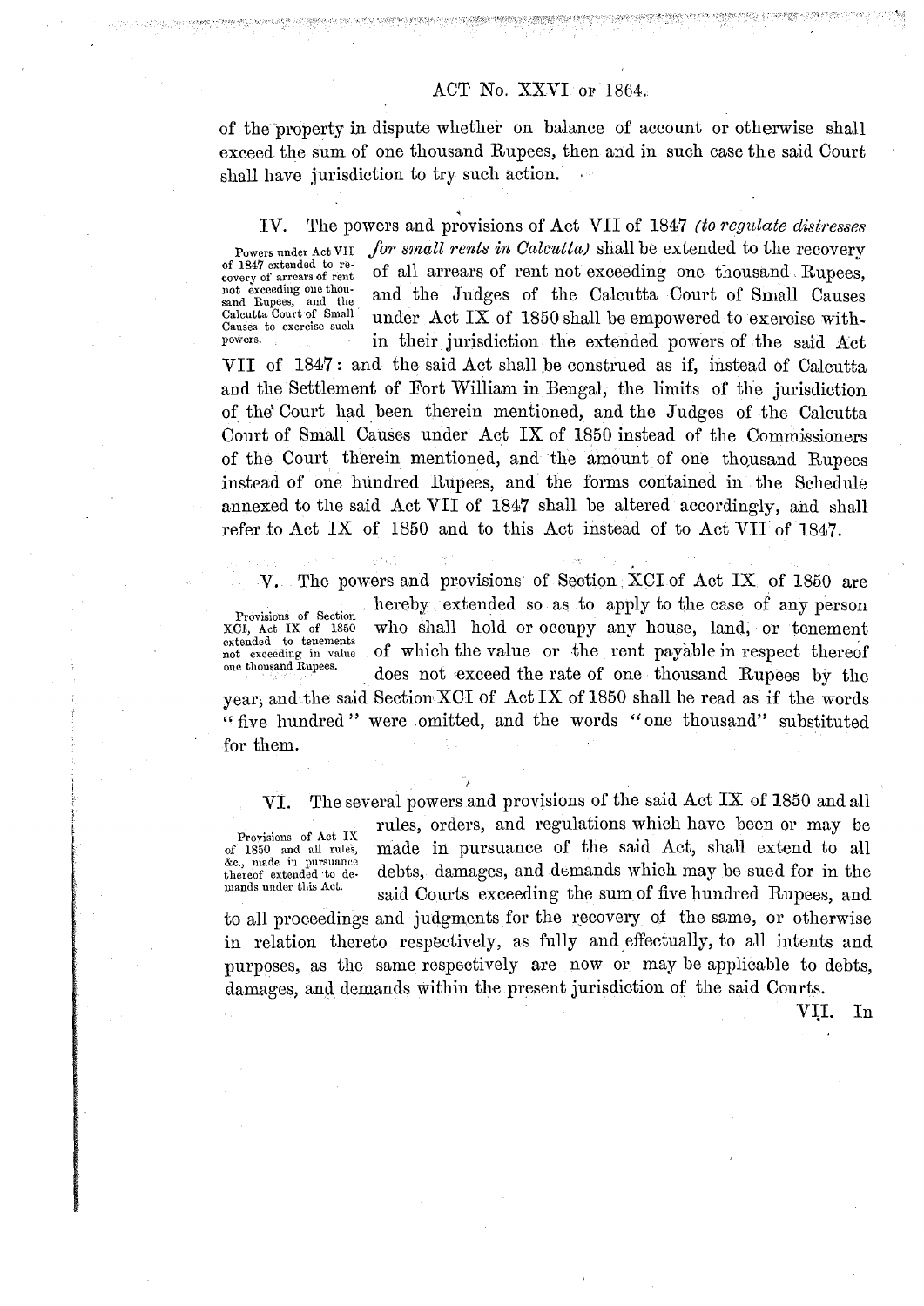of the property in dispute whether on balance of account or otherwise shall exceed the sum of one thousand Rupees, then and in such case the said Court shall have jurisdiction to try such action.

IV. The powers and provisions of Act VII of 1847 *(to regulate distresses for small rents in Calcutta)* shall be extended to the recovery of all arrears of rent not exceeding one thousand Rupees, and the Judges of the Calcutta Court of Small Causes under Act IX of 1850 shall be empowered to exercise within their jurisdiction the extended powers of the said Act VII of 1847: and the said Act shall be construed as if, instead of Calcutta and the Settlement of Fort William in Bengal, the limits of the jurisdiction of the Court had been therein mentioned, and the Judges of the Calcutta Court of Small Causes under Act IX of 1850 instead of the Commissioners of the Court therein mentioned, and the amount of one thousand Rupees instead of one hundred Rupees, and the forms contained in the Schedule annexed to the said Act VII of 1847 shall be altered accordingly, and shall refer to Act IX of 1850 and to this Act instead of to Act VII of 1847.

*Powers under Act VII of 1847 extended to recovery of arrears of rent not exceeding one thousand Rupees, and the Calcutta Court of Small Causes to exercise such powers.*

V. The powers and provisions of Section XCI of Act IX of 1850 are hereby extended so as to apply to the case of any person who shall hold or occupy any house, land, or tenement of which the value or the rent payable in respect thereof does not exceed the rate of one thousand Rupees by the year; and the said Section XCI of Act IX of 1850 shall be read as if the words "five hundred" were omitted, and the words "one thousand" substituted for them.

*Provisions of Section XCI, Act IX of 1850 extended to tenements not exceeding in value one thousand Rupees.*

VI. The several powers and provisions of the said Act IX of 1850 and all rules, orders, and regulations which have been or may be made in pursuance of the said Act, shall extend to all debts, damages, and demands which may be sued for in the said Courts exceeding the sum of five hundred Rupees, and to all proceedings and judgments for the recovery of the same, or otherwise in relation thereto respectively, as fully and effectually, to all intents and purposes, as the same respectively are now or may be applicable to debts, damages, and demands within the present jurisdiction of the said Courts.

*Provisions of Act IX of 1850 and all rules, &c., made in pursuance thereof extended to demands under this Act.*

VII. In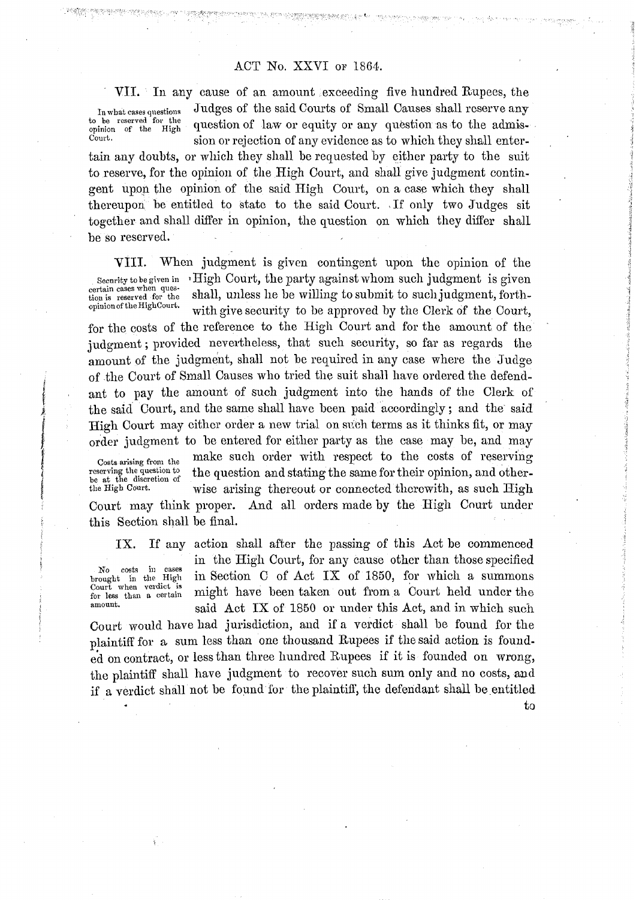ACT No. XXVI of 1864.

VII. In any cause of an amount exceeding five hundred Rupees, the Judges of the said Courts of Small Causes shall reserve any question of law or equity or any question as to the admission or rejection of any evidence as to which they shall entertain any doubts, or which they shall be requested by either party to the suit to reserve, for the opinion of the High Court, and shall give judgment contingent upon the opinion of the said High Court, on a case which they shall thereupon be entitled to state to the said Court. If only two Judges sit together and shall differ in opinion, the question on which they differ shall be so reserved.

*In what cases questions to be reserved for the opinion of the High Court.*

VIII. When judgment is given contingent upon the opinion of the High Court, the party against whom such judgment is given shall, unless he be willing to submit to such judgment, forthwith give security to be approved by the Clerk of the Court, for the costs of the reference to the High Court and for the amount of the judgment; provided nevertheless, that such security, so far as regards the amount of the judgment, shall not be required in any case where the Judge of the Court of Small Causes who tried the suit shall have ordered the defendant to pay the amount of such judgment into the hands of the Clerk of the said Court, and the same shall have been paid accordingly; and the said High Court may either order a new trial on such terms as it thinks fit, or may order judgment to be entered for either party as the case may be, and may make such order with respect to the costs of reserving the question and stating the same for their opinion, and otherwise arising thereout or connected therewith, as such High Court may think proper. And all orders made by the High Court under this Section shall be final.

*Security to be given in certain cases when question is reserved for the opinion of the High Court.*

*Costs arising from the reserving the question to be at the discretion of the High Court.*

IX. If any action shall after the passing of this Act be commenced in the High Court, for any cause other than those specified in Section C of Act IX of 1850, for which a summons might have been taken out from a Court held under the said Act IX of 1850 or under this Act, and in which such Court would have had jurisdiction, and if a verdict shall be found for the plaintiff for a sum less than one thousand Rupees if the said action is founded on contract, or less than three hundred Rupees if it is founded on wrong, the plaintiff shall have judgment to recover such sum only and no costs, and if a verdict shall not be found for the plaintiff, the defendant shall be entitled to

*No costs in cases brought in the High Court when verdict is for less than a certain amount.*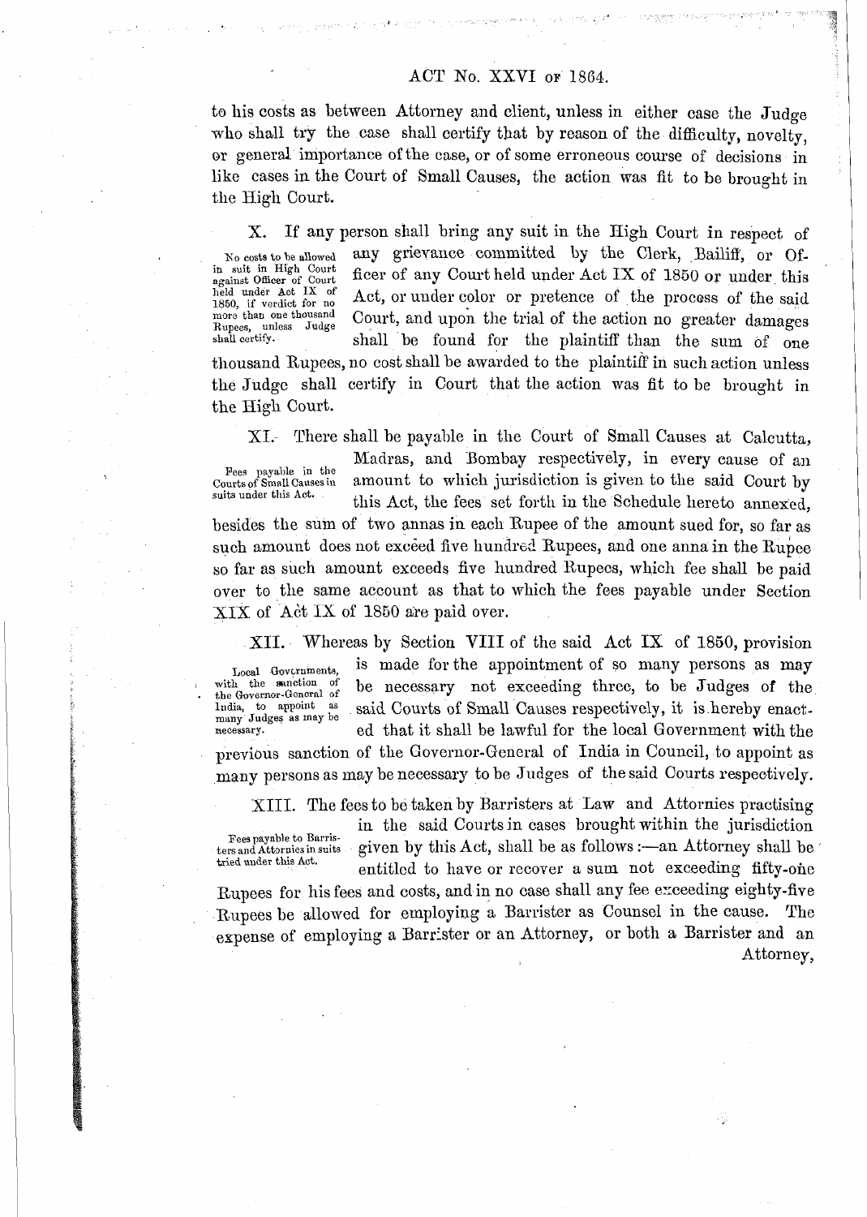to his costs as between Attorney and client, unless in either case the Judge who shall try the case shall certify that by reason of the difficulty, novelty, or general importance of the case, or of some erroneous course of decisions in like cases in the Court of Small Causes, the action was fit to be brought in the High Court.

*No costs to be allowed in suit in High Court against Officer of Court held under Act IX of 1850, if verdict for no more than one thousand Rupees, unless Judge shall certify.*

X. If any person shall bring any suit in the High Court in respect of any grievance committed by the Clerk, Bailiff, or Officer of any Court held under Act IX of 1850 or under this Act, or under color or pretence of the process of the said Court, and upon the trial of the action no greater damages shall be found for the plaintiff than the sum of one thousand Rupees, no cost shall be awarded to the plaintiff in such action unless the Judge shall certify in Court that the action was fit to be brought in the High Court.

*Fees payable in the Courts of Small Causes in suits under this Act.*

XI. There shall be payable in the Court of Small Causes at Calcutta, Madras, and Bombay respectively, in every cause of an amount to which jurisdiction is given to the said Court by this Act, the fees set forth in the Schedule hereto annexed, besides the sum of two annas in each Rupee of the amount sued for, so far as such amount does not exceed five hundred Rupees, and one anna in the Rupee so far as such amount exceeds five hundred Rupees, which fee shall be paid over to the same account as that to which the fees payable under Section XIX of Act IX of 1850 are paid over.

*Local Governments, with the sanction of the Governor-General of India, to appoint as many Judges as may be necessary.*

XII. Whereas by Section VIII of the said Act IX of 1850, provision is made for the appointment of so many persons as may be necessary not exceeding three, to be Judges of the said Courts of Small Causes respectively, it is hereby enacted that it shall be lawful for the local Government with the previous sanction of the Governor-General of India in Council, to appoint as many persons as may be necessary to be Judges of the said Courts respectively.

*Fees payable to Barristers and Attornies in suits tried under this Act.*

XIII. The fees to be taken by Barristers at Law and Attornies practising in the said Courts in cases brought within the jurisdiction given by this Act, shall be as follows:—an Attorney shall be entitled to have or recover a sum not exceeding fifty-one Rupees for his fees and costs, and in no case shall any fee exceeding eighty-five Rupees be allowed for employing a Barrister as Counsel in the cause. The expense of employing a Barrister or an Attorney, or both a Barrister and an Attorney,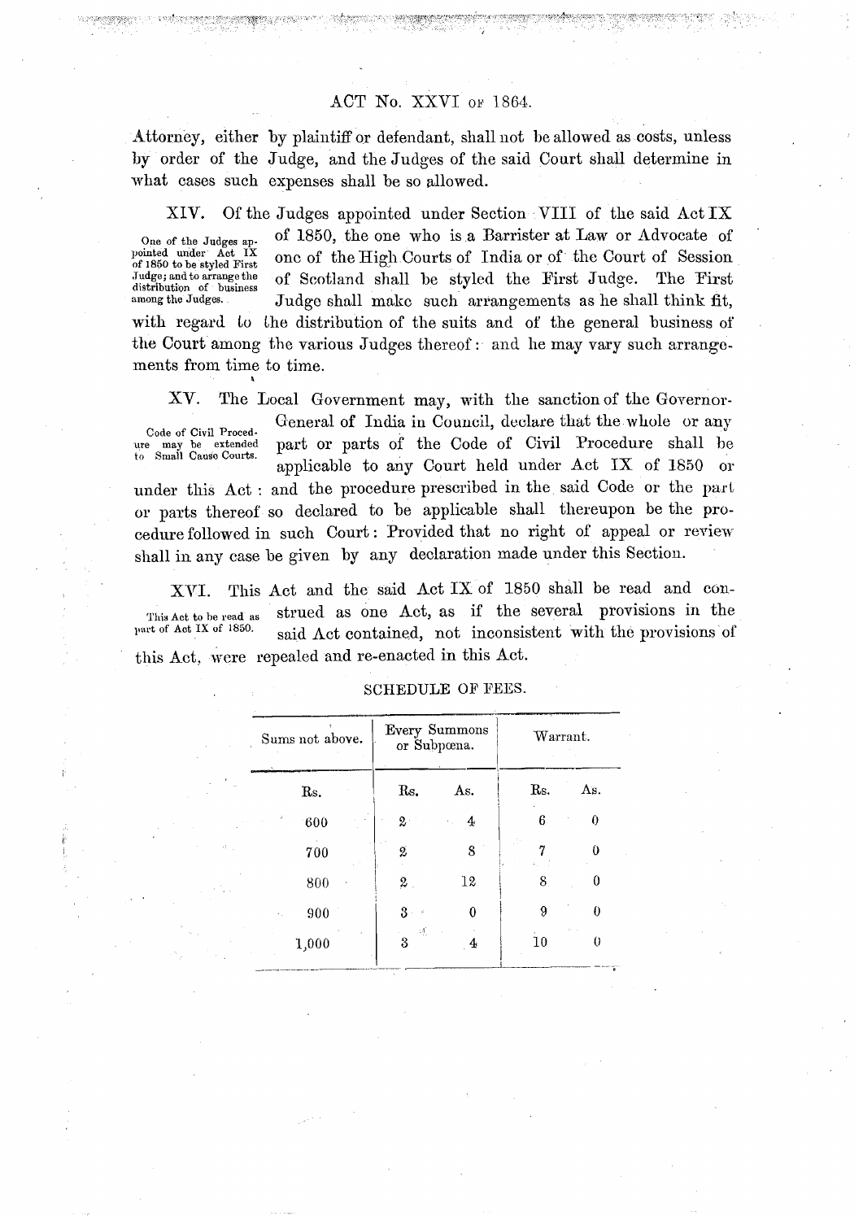Attorney, either by plaintiff or defendant, shall not be allowed as costs, unless by order of the Judge, and the Judges of the said Court shall determine in what cases such expenses shall be so allowed.

*One of the Judges appointed under Act IX of 1850 to be styled First Judge; and to arrange the distribution of business among the Judges.*

XIV. Of the Judges appointed under Section VIII of the said Act IX of 1850, the one who is a Barrister at Law or Advocate of one of the High Courts of India or of the Court of Session of Scotland shall be styled the First Judge. The First Judge shall make such arrangements as he shall think fit, with regard to the distribution of the suits and of the general business of the Court among the various Judges thereof: and he may vary such arrangements from time to time.

*Code of Civil Procedure may be extended to Small Cause Courts.*

XV. The Local Government may, with the sanction of the Governor-General of India in Council, declare that the whole or any part or parts of the Code of Civil Procedure shall be applicable to any Court held under Act IX of 1850 or under this Act: and the procedure prescribed in the said Code or the part or parts thereof so declared to be applicable shall thereupon be the procedure followed in such Court: Provided that no right of appeal or review shall in any case be given by any declaration made under this Section.

*This Act to be read as part of Act IX of 1850.*

XVI. This Act and the said Act IX of 1850 shall be read and construed as one Act, as if the several provisions in the said Act contained, not inconsistent with the provisions of this Act, were repealed and re-enacted in this Act.

SCHEDULE OF FEES.

| Sums not above. | Every Summons or Subpœna. | | Warrant. | |
|---|---|---|---|---|
| Rs. | Rs. | As. | Rs. | As. |
| 600 | 2 | 4 | 6 | 0 |
| 700 | 2 | 8 | 7 | 0 |
| 800 | 2 | 12 | 8 | 0 |
| 900 | 3 | 0 | 9 | 0 |
| 1,000 | 3 | 4 | 10 | 0 |